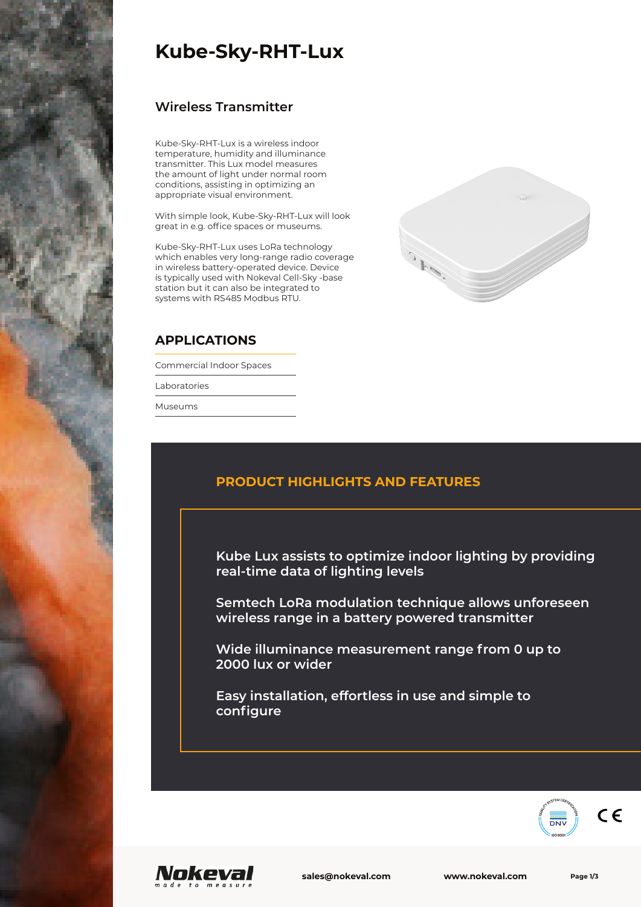# Kube-Sky-RHT-Lux

## Wireless Transmitter

Kube-Sky-RHT-Lux is a wireless indoor temperature, humidity and illuminance transmitter. This Lux model measures the amount of light under normal room conditions, assisting in optimizing an appropriate visual environment.

With simple look, Kube-Sky-RHT-Lux will look great in e.g. office spaces or museums.

Kube-Sky-RHT-Lux uses LoRa technology which enables very long-range radio coverage in wireless battery-operated device. Device is typically used with Nokeval Cell-Sky -base station but it can also be integrated to systems with RS485 Modbus RTU.

## APPLICATIONS

- Commercial Indoor Spaces
- Laboratories
- Museums

## PRODUCT HIGHLIGHTS AND FEATURES

**Kube Lux assists to optimize indoor lighting by providing real-time data of lighting levels**

**Semtech LoRa modulation technique allows unforeseen wireless range in a battery powered transmitter**

**Wide illuminance measurement range from 0 up to 2000 lux or wider**

**Easy installation, effortless in use and simple to configure**

Nokeval
made to measure

sales@nokeval.com

www.nokeval.com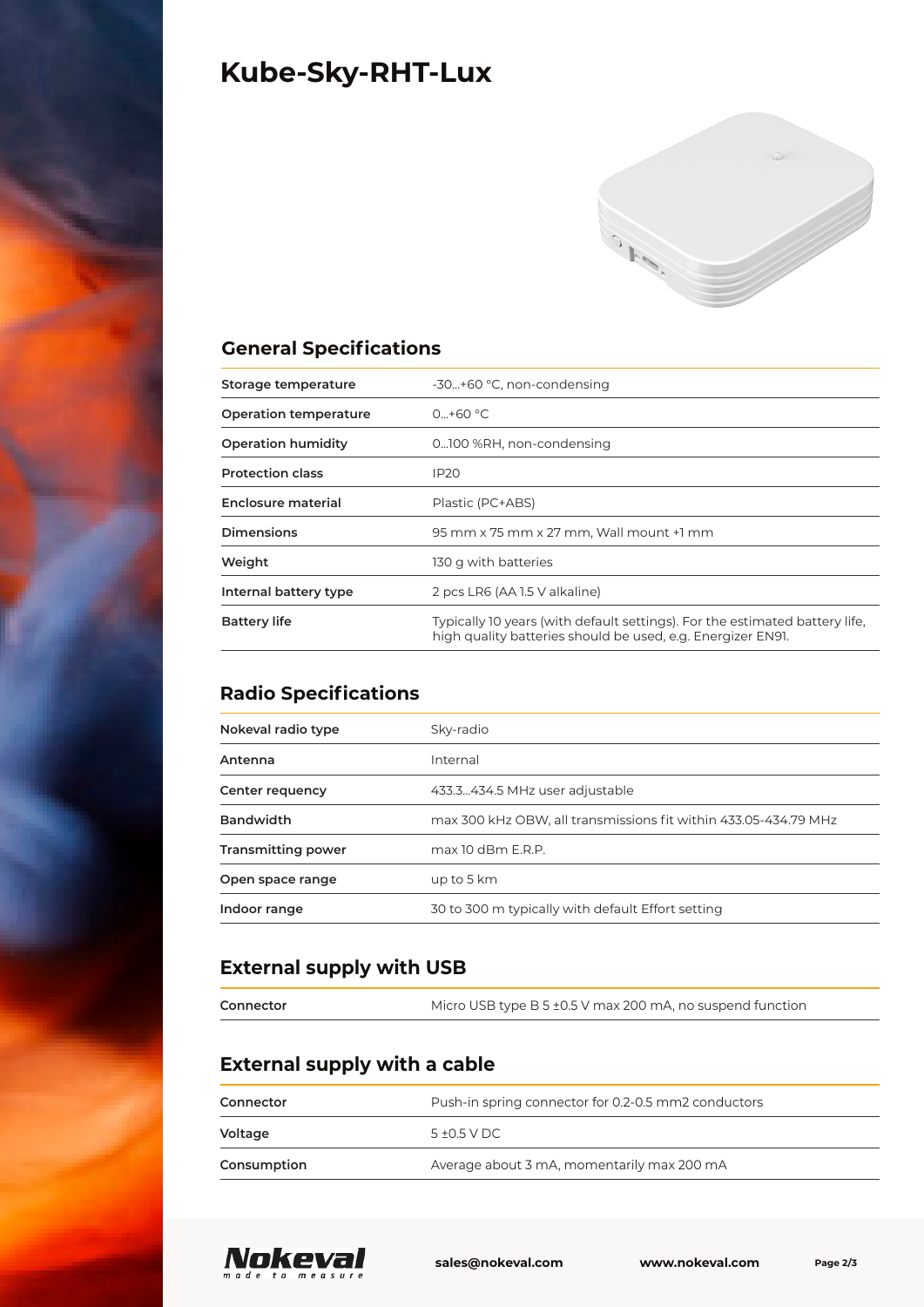# Kube-Sky-RHT-Lux

## General Specifications

| | |
|---|---|
| **Storage temperature** | -30...+60 °C, non-condensing |
| **Operation temperature** | 0...+60 °C |
| **Operation humidity** | 0...100 %RH, non-condensing |
| **Protection class** | IP20 |
| **Enclosure material** | Plastic (PC+ABS) |
| **Dimensions** | 95 mm x 75 mm x 27 mm, Wall mount +1 mm |
| **Weight** | 130 g with batteries |
| **Internal battery type** | 2 pcs LR6 (AA 1.5 V alkaline) |
| **Battery life** | Typically 10 years (with default settings). For the estimated battery life, high quality batteries should be used, e.g. Energizer EN91. |

## Radio Specifications

| | |
|---|---|
| **Nokeval radio type** | Sky-radio |
| **Antenna** | Internal |
| **Center requency** | 433.3...434.5 MHz user adjustable |
| **Bandwidth** | max 300 kHz OBW, all transmissions fit within 433.05-434.79 MHz |
| **Transmitting power** | max 10 dBm E.R.P. |
| **Open space range** | up to 5 km |
| **Indoor range** | 30 to 300 m typically with default Effort setting |

## External supply with USB

| | |
|---|---|
| **Connector** | Micro USB type B 5 ±0.5 V max 200 mA, no suspend function |

## External supply with a cable

| | |
|---|---|
| **Connector** | Push-in spring connector for 0.2-0.5 mm2 conductors |
| **Voltage** | 5 ±0.5 V DC |
| **Consumption** | Average about 3 mA, momentarily max 200 mA |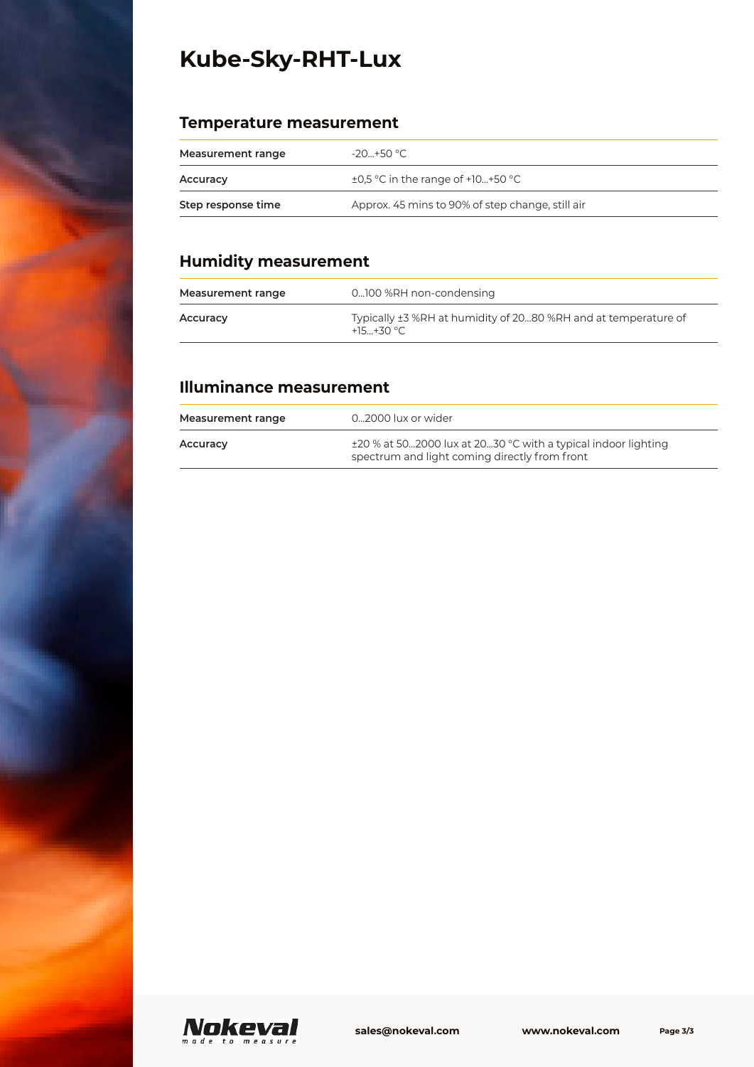# Kube-Sky-RHT-Lux

## Temperature measurement

| | |
|---|---|
| **Measurement range** | -20...+50 °C |
| **Accuracy** | ±0,5 °C in the range of +10...+50 °C |
| **Step response time** | Approx. 45 mins to 90% of step change, still air |

## Humidity measurement

| | |
|---|---|
| **Measurement range** | 0...100 %RH non-condensing |
| **Accuracy** | Typically ±3 %RH at humidity of 20...80 %RH and at temperature of +15...+30 °C |

## Illuminance measurement

| | |
|---|---|
| **Measurement range** | 0...2000 lux or wider |
| **Accuracy** | ±20 % at 50...2000 lux at 20...30 °C with a typical indoor lighting spectrum and light coming directly from front |

Nokeval
made to measure

**sales@nokeval.com** **www.nokeval.com**